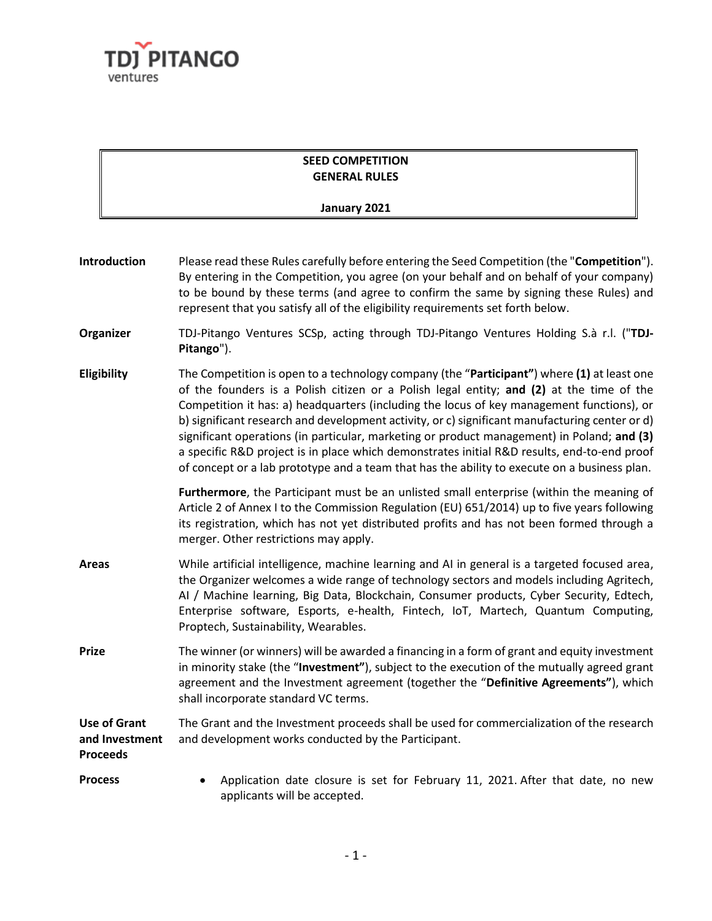TDJ PITANGO ventures

# SEED COMPETITION
## GENERAL RULES

**January 2021**

**Introduction**

Please read these Rules carefully before entering the Seed Competition (the "**Competition**"). By entering in the Competition, you agree (on your behalf and on behalf of your company) to be bound by these terms (and agree to confirm the same by signing these Rules) and represent that you satisfy all of the eligibility requirements set forth below.

**Organizer**

TDJ-Pitango Ventures SCSp, acting through TDJ-Pitango Ventures Holding S.à r.l. ("**TDJ-Pitango**").

**Eligibility**

The Competition is open to a technology company (the "**Participant**") where **(1)** at least one of the founders is a Polish citizen or a Polish legal entity; **and (2)** at the time of the Competition it has: a) headquarters (including the locus of key management functions), or b) significant research and development activity, or c) significant manufacturing center or d) significant operations (in particular, marketing or product management) in Poland; **and (3)** a specific R&D project is in place which demonstrates initial R&D results, end-to-end proof of concept or a lab prototype and a team that has the ability to execute on a business plan.

**Furthermore**, the Participant must be an unlisted small enterprise (within the meaning of Article 2 of Annex I to the Commission Regulation (EU) 651/2014) up to five years following its registration, which has not yet distributed profits and has not been formed through a merger. Other restrictions may apply.

**Areas**

While artificial intelligence, machine learning and AI in general is a targeted focused area, the Organizer welcomes a wide range of technology sectors and models including Agritech, AI / Machine learning, Big Data, Blockchain, Consumer products, Cyber Security, Edtech, Enterprise software, Esports, e-health, Fintech, IoT, Martech, Quantum Computing, Proptech, Sustainability, Wearables.

**Prize**

The winner (or winners) will be awarded a financing in a form of grant and equity investment in minority stake (the "**Investment"**), subject to the execution of the mutually agreed grant agreement and the Investment agreement (together the "**Definitive Agreements"**), which shall incorporate standard VC terms.

**Use of Grant and Investment Proceeds**

The Grant and the Investment proceeds shall be used for commercialization of the research and development works conducted by the Participant.

**Process**

- Application date closure is set for February 11, 2021. After that date, no new applicants will be accepted.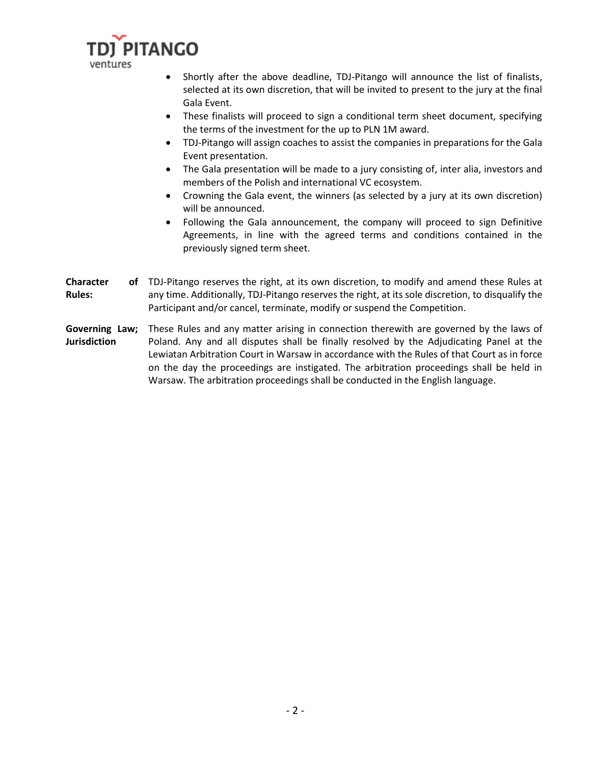- Shortly after the above deadline, TDJ-Pitango will announce the list of finalists, selected at its own discretion, that will be invited to present to the jury at the final Gala Event.
- These finalists will proceed to sign a conditional term sheet document, specifying the terms of the investment for the up to PLN 1M award.
- TDJ-Pitango will assign coaches to assist the companies in preparations for the Gala Event presentation.
- The Gala presentation will be made to a jury consisting of, inter alia, investors and members of the Polish and international VC ecosystem.
- Crowning the Gala event, the winners (as selected by a jury at its own discretion) will be announced.
- Following the Gala announcement, the company will proceed to sign Definitive Agreements, in line with the agreed terms and conditions contained in the previously signed term sheet.

**Character of Rules:** TDJ-Pitango reserves the right, at its own discretion, to modify and amend these Rules at any time. Additionally, TDJ-Pitango reserves the right, at its sole discretion, to disqualify the Participant and/or cancel, terminate, modify or suspend the Competition.

**Governing Law; Jurisdiction** These Rules and any matter arising in connection therewith are governed by the laws of Poland. Any and all disputes shall be finally resolved by the Adjudicating Panel at the Lewiatan Arbitration Court in Warsaw in accordance with the Rules of that Court as in force on the day the proceedings are instigated. The arbitration proceedings shall be held in Warsaw. The arbitration proceedings shall be conducted in the English language.